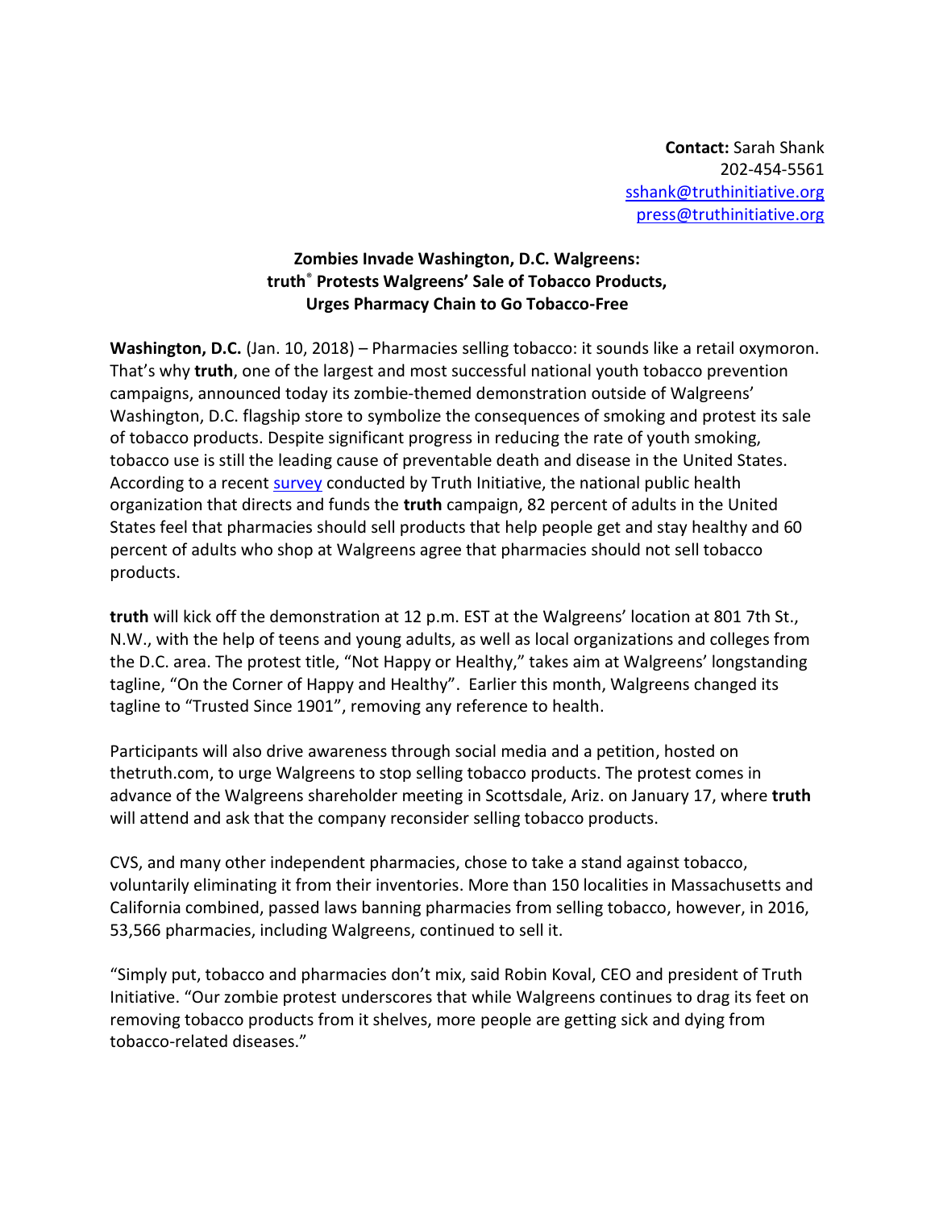**Contact:** Sarah Shank
202-454-5561
sshank@truthinitiative.org
press@truthinitiative.org

## Zombies Invade Washington, D.C. Walgreens: truth® Protests Walgreens' Sale of Tobacco Products, Urges Pharmacy Chain to Go Tobacco-Free

**Washington, D.C.** (Jan. 10, 2018) – Pharmacies selling tobacco: it sounds like a retail oxymoron. That's why **truth**, one of the largest and most successful national youth tobacco prevention campaigns, announced today its zombie-themed demonstration outside of Walgreens' Washington, D.C. flagship store to symbolize the consequences of smoking and protest its sale of tobacco products. Despite significant progress in reducing the rate of youth smoking, tobacco use is still the leading cause of preventable death and disease in the United States. According to a recent survey conducted by Truth Initiative, the national public health organization that directs and funds the **truth** campaign, 82 percent of adults in the United States feel that pharmacies should sell products that help people get and stay healthy and 60 percent of adults who shop at Walgreens agree that pharmacies should not sell tobacco products.

**truth** will kick off the demonstration at 12 p.m. EST at the Walgreens' location at 801 7th St., N.W., with the help of teens and young adults, as well as local organizations and colleges from the D.C. area. The protest title, "Not Happy or Healthy," takes aim at Walgreens' longstanding tagline, "On the Corner of Happy and Healthy". Earlier this month, Walgreens changed its tagline to "Trusted Since 1901", removing any reference to health.

Participants will also drive awareness through social media and a petition, hosted on thetruth.com, to urge Walgreens to stop selling tobacco products. The protest comes in advance of the Walgreens shareholder meeting in Scottsdale, Ariz. on January 17, where **truth** will attend and ask that the company reconsider selling tobacco products.

CVS, and many other independent pharmacies, chose to take a stand against tobacco, voluntarily eliminating it from their inventories. More than 150 localities in Massachusetts and California combined, passed laws banning pharmacies from selling tobacco, however, in 2016, 53,566 pharmacies, including Walgreens, continued to sell it.

"Simply put, tobacco and pharmacies don't mix, said Robin Koval, CEO and president of Truth Initiative. "Our zombie protest underscores that while Walgreens continues to drag its feet on removing tobacco products from it shelves, more people are getting sick and dying from tobacco-related diseases."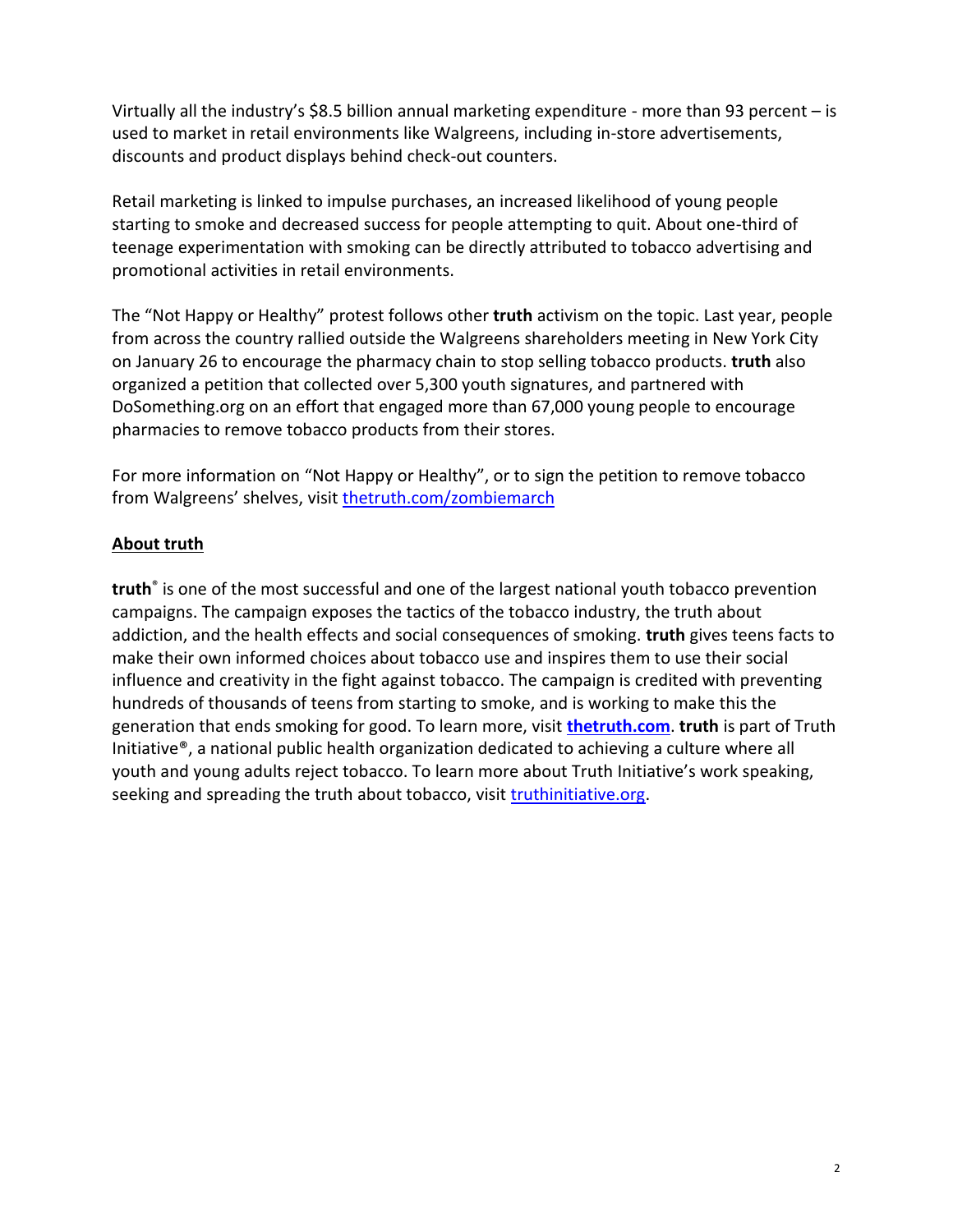Virtually all the industry's $8.5 billion annual marketing expenditure - more than 93 percent – is used to market in retail environments like Walgreens, including in-store advertisements, discounts and product displays behind check-out counters.

Retail marketing is linked to impulse purchases, an increased likelihood of young people starting to smoke and decreased success for people attempting to quit. About one-third of teenage experimentation with smoking can be directly attributed to tobacco advertising and promotional activities in retail environments.

The "Not Happy or Healthy" protest follows other **truth** activism on the topic. Last year, people from across the country rallied outside the Walgreens shareholders meeting in New York City on January 26 to encourage the pharmacy chain to stop selling tobacco products. **truth** also organized a petition that collected over 5,300 youth signatures, and partnered with DoSomething.org on an effort that engaged more than 67,000 young people to encourage pharmacies to remove tobacco products from their stores.

For more information on "Not Happy or Healthy", or to sign the petition to remove tobacco from Walgreens' shelves, visit thetruth.com/zombiemarch

## About truth

**truth**® is one of the most successful and one of the largest national youth tobacco prevention campaigns. The campaign exposes the tactics of the tobacco industry, the truth about addiction, and the health effects and social consequences of smoking. **truth** gives teens facts to make their own informed choices about tobacco use and inspires them to use their social influence and creativity in the fight against tobacco. The campaign is credited with preventing hundreds of thousands of teens from starting to smoke, and is working to make this the generation that ends smoking for good. To learn more, visit **thetruth.com**. **truth** is part of Truth Initiative®, a national public health organization dedicated to achieving a culture where all youth and young adults reject tobacco. To learn more about Truth Initiative's work speaking, seeking and spreading the truth about tobacco, visit truthinitiative.org.